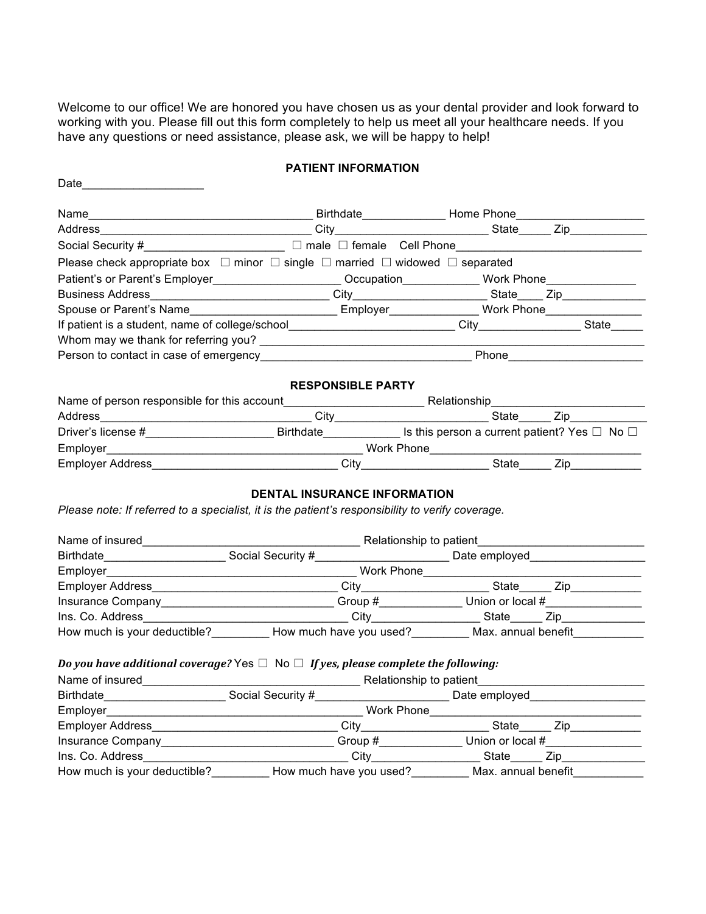Welcome to our office! We are honored you have chosen us as your dental provider and look forward to working with you. Please fill out this form completely to help us meet all your healthcare needs. If you have any questions or need assistance, please ask, we will be happy to help!

### PATIENT INFORMATION

Date___________________

Name___________________________________ Birthdate_____________ Home Phone____________________
Address__________________________________ City________________________ State_____ Zip____________
Social Security #______________________ ☐ male ☐ female Cell Phone_____________________________
Please check appropriate box ☐ minor ☐ single ☐ married ☐ widowed ☐ separated
Patient's or Parent's Employer___________________ Occupation____________ Work Phone______________
Business Address____________________________ City____________________ State____ Zip_____________
Spouse or Parent's Name_______________________ Employer______________ Work Phone_______________
If patient is a student, name of college/school_________________________ City________________ State_____
Whom may we thank for referring you? ____________________________________________________________
Person to contact in case of emergency_________________________________ Phone_____________________

### RESPONSIBLE PARTY

Name of person responsible for this account______________________ Relationship_______________________
Address_________________________________ City________________________ State_____ Zip____________
Driver's license #____________________ Birthdate____________ Is this person a current patient? Yes ☐ No ☐
Employer________________________________________ Work Phone_________________________________
Employer Address_____________________________ City___________________ State_____ Zip___________

### DENTAL INSURANCE INFORMATION

*Please note: If referred to a specialist, it is the patient's responsibility to verify coverage.*

Name of insured__________________________________ Relationship to patient_________________________
Birthdate___________________ Social Security #_____________________ Date employed_________________
Employer_________________________________________ Work Phone__________________________________
Employer Address_____________________________ City___________________ State_____ Zip___________
Insurance Company___________________________ Group #_____________ Union or local #_______________
Ins. Co. Address_________________________________ City_________________ State_____ Zip_____________
How much is your deductible?_________ How much have you used?_________ Max. annual benefit___________

***Do you have additional coverage?*** Yes ☐ No ☐ ***If yes, please complete the following:***

Name of insured__________________________________ Relationship to patient_________________________
Birthdate___________________ Social Security #_____________________ Date employed_________________
Employer_________________________________________ Work Phone__________________________________
Employer Address_____________________________ City___________________ State_____ Zip___________
Insurance Company___________________________ Group #_____________ Union or local #_______________
Ins. Co. Address_________________________________ City_________________ State_____ Zip_____________
How much is your deductible?_________ How much have you used?_________ Max. annual benefit___________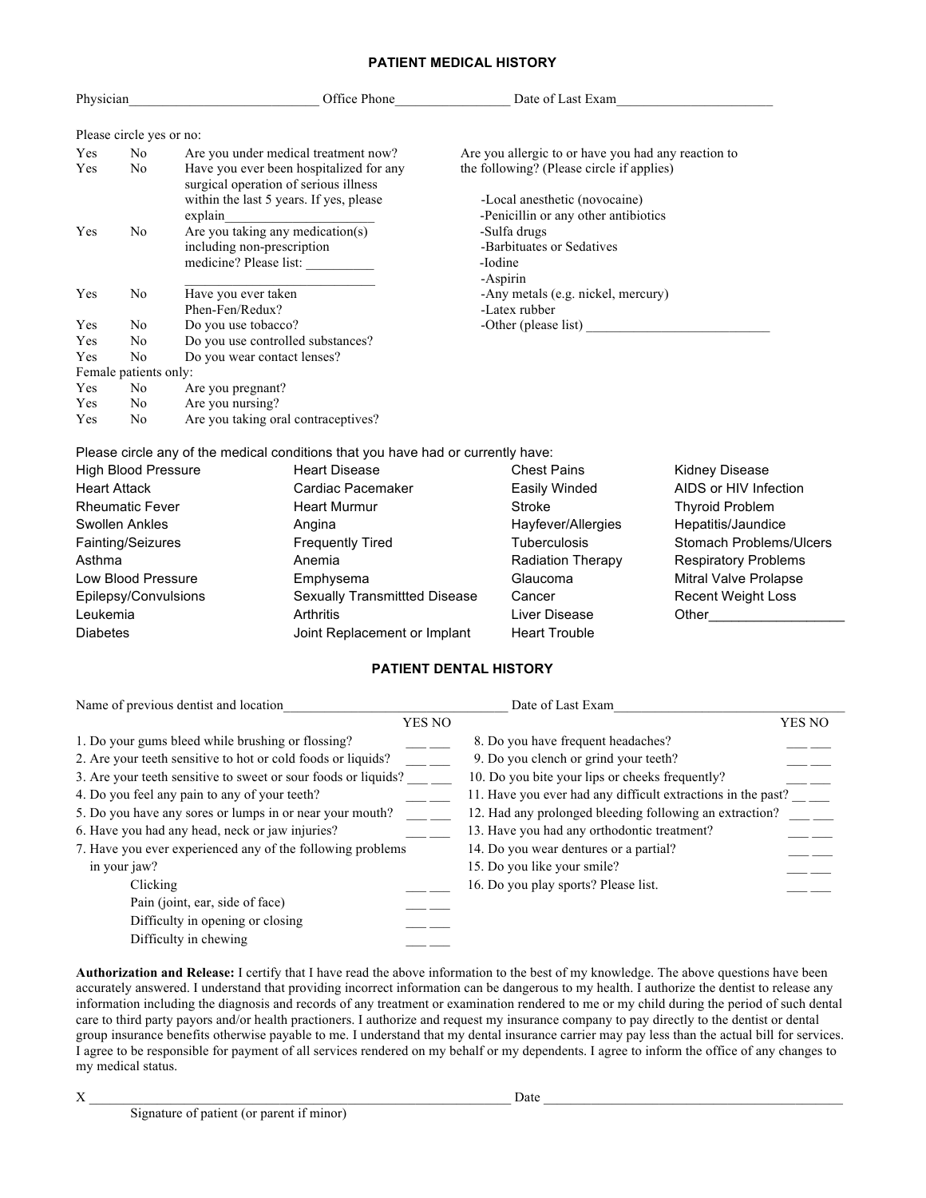# PATIENT MEDICAL HISTORY

Physician___________________________ Office Phone________________ Date of Last Exam_______________________

Please circle yes or no:

| | | |
|---|---|---|
| Yes | No | Are you under medical treatment now? |
| Yes | No | Have you ever been hospitalized for any surgical operation of serious illness within the last 5 years. If yes, please explain______________________ |
| Yes | No | Are you taking any medication(s) including non-prescription medicine? Please list: __________ ___________________________ |
| Yes | No | Have you ever taken Phen-Fen/Redux? |
| Yes | No | Do you use tobacco? |
| Yes | No | Do you use controlled substances? |
| Yes | No | Do you wear contact lenses? |

Female patients only:

| | | |
|---|---|---|
| Yes | No | Are you pregnant? |
| Yes | No | Are you nursing? |
| Yes | No | Are you taking oral contraceptives? |

Are you allergic to or have you had any reaction to the following? (Please circle if applies)

- -Local anesthetic (novocaine)
- -Penicillin or any other antibiotics
- -Sulfa drugs
- -Barbituates or Sedatives
- -Iodine
- -Aspirin
- -Any metals (e.g. nickel, mercury)
- -Latex rubber
- -Other (please list) ___________________________

Please circle any of the medical conditions that you have had or currently have:

| | | | |
|---|---|---|---|
| High Blood Pressure | Heart Disease | Chest Pains | Kidney Disease |
| Heart Attack | Cardiac Pacemaker | Easily Winded | AIDS or HIV Infection |
| Rheumatic Fever | Heart Murmur | Stroke | Thyroid Problem |
| Swollen Ankles | Angina | Hayfever/Allergies | Hepatitis/Jaundice |
| Fainting/Seizures | Frequently Tired | Tuberculosis | Stomach Problems/Ulcers |
| Asthma | Anemia | Radiation Therapy | Respiratory Problems |
| Low Blood Pressure | Emphysema | Glaucoma | Mitral Valve Prolapse |
| Epilepsy/Convulsions | Sexually Transmittted Disease | Cancer | Recent Weight Loss |
| Leukemia | Arthritis | Liver Disease | Other__________________ |
| Diabetes | Joint Replacement or Implant | Heart Trouble | |

# PATIENT DENTAL HISTORY

Name of previous dentist and location________________________________ Date of Last Exam__________________________________

| | YES | NO |
|---|---|---|
| 1. Do your gums bleed while brushing or flossing? | ___ | ___ |
| 2. Are your teeth sensitive to hot or cold foods or liquids? | ___ | ___ |
| 3. Are your teeth sensitive to sweet or sour foods or liquids? | ___ | ___ |
| 4. Do you feel any pain to any of your teeth? | ___ | ___ |
| 5. Do you have any sores or lumps in or near your mouth? | ___ | ___ |
| 6. Have you had any head, neck or jaw injuries? | ___ | ___ |
| 7. Have you ever experienced any of the following problems in your jaw? | | |
| Clicking | ___ | ___ |
| Pain (joint, ear, side of face) | ___ | ___ |
| Difficulty in opening or closing | ___ | ___ |
| Difficulty in chewing | ___ | ___ |
| 8. Do you have frequent headaches? | ___ | ___ |
| 9. Do you clench or grind your teeth? | ___ | ___ |
| 10. Do you bite your lips or cheeks frequently? | ___ | ___ |
| 11. Have you ever had any difficult extractions in the past? | __ | ___ |
| 12. Had any prolonged bleeding following an extraction? | ___ | ___ |
| 13. Have you had any orthodontic treatment? | ___ | ___ |
| 14. Do you wear dentures or a partial? | ___ | ___ |
| 15. Do you like your smile? | ___ | ___ |
| 16. Do you play sports? Please list. | ___ | ___ |

**Authorization and Release:** I certify that I have read the above information to the best of my knowledge. The above questions have been accurately answered. I understand that providing incorrect information can be dangerous to my health. I authorize the dentist to release any information including the diagnosis and records of any treatment or examination rendered to me or my child during the period of such dental care to third party payors and/or health practioners. I authorize and request my insurance company to pay directly to the dentist or dental group insurance benefits otherwise payable to me. I understand that my dental insurance carrier may pay less than the actual bill for services. I agree to be responsible for payment of all services rendered on my behalf or my dependents. I agree to inform the office of any changes to my medical status.

X _____________________________________________________________ Date ____________________________________________

Signature of patient (or parent if minor)